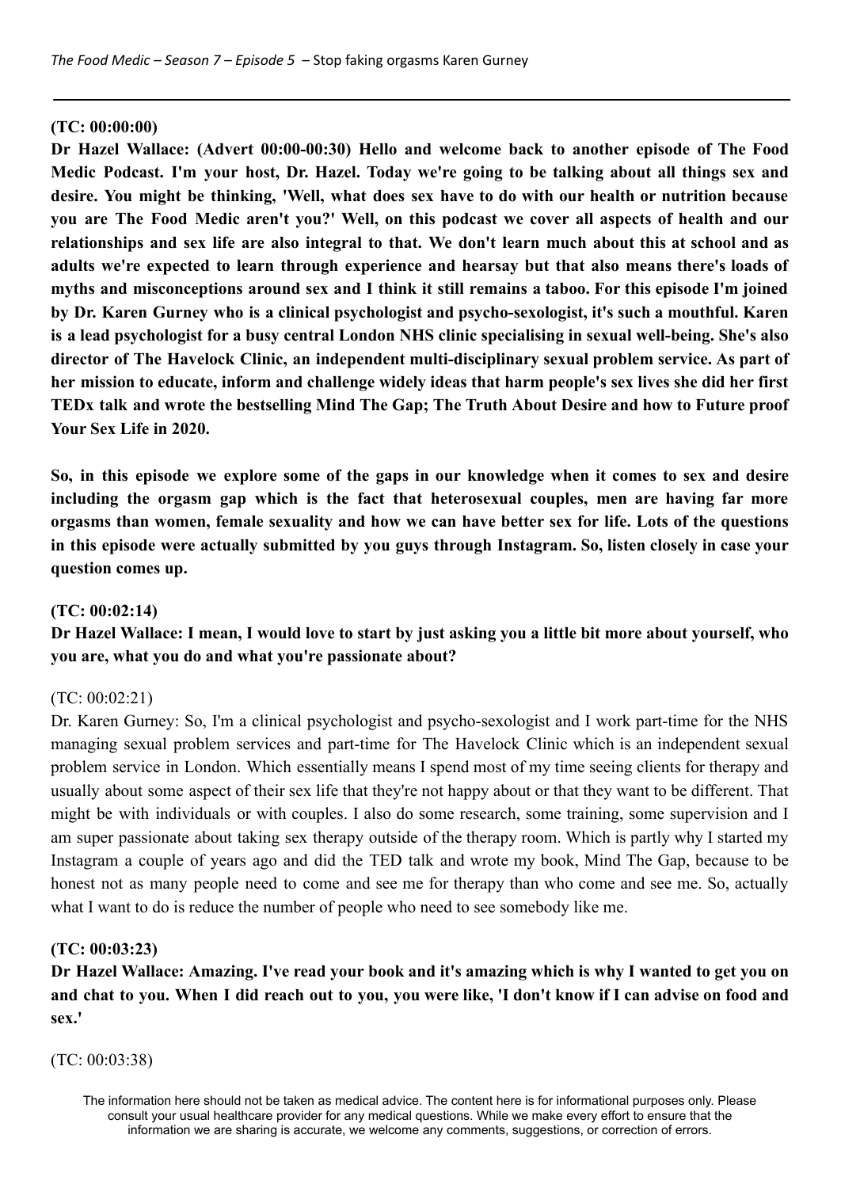(TC: 00:00:00)

**Dr Hazel Wallace: (Advert 00:00-00:30) Hello and welcome back to another episode of The Food Medic Podcast. I'm your host, Dr. Hazel. Today we're going to be talking about all things sex and desire. You might be thinking, 'Well, what does sex have to do with our health or nutrition because you are The Food Medic aren't you?' Well, on this podcast we cover all aspects of health and our relationships and sex life are also integral to that. We don't learn much about this at school and as adults we're expected to learn through experience and hearsay but that also means there's loads of myths and misconceptions around sex and I think it still remains a taboo. For this episode I'm joined by Dr. Karen Gurney who is a clinical psychologist and psycho-sexologist, it's such a mouthful. Karen is a lead psychologist for a busy central London NHS clinic specialising in sexual well-being. She's also director of The Havelock Clinic, an independent multi-disciplinary sexual problem service. As part of her mission to educate, inform and challenge widely ideas that harm people's sex lives she did her first TEDx talk and wrote the bestselling Mind The Gap; The Truth About Desire and how to Future proof Your Sex Life in 2020.**

**So, in this episode we explore some of the gaps in our knowledge when it comes to sex and desire including the orgasm gap which is the fact that heterosexual couples, men are having far more orgasms than women, female sexuality and how we can have better sex for life. Lots of the questions in this episode were actually submitted by you guys through Instagram. So, listen closely in case your question comes up.**

**(TC: 00:02:14)**

**Dr Hazel Wallace: I mean, I would love to start by just asking you a little bit more about yourself, who you are, what you do and what you're passionate about?**

(TC: 00:02:21)

Dr. Karen Gurney: So, I'm a clinical psychologist and psycho-sexologist and I work part-time for the NHS managing sexual problem services and part-time for The Havelock Clinic which is an independent sexual problem service in London. Which essentially means I spend most of my time seeing clients for therapy and usually about some aspect of their sex life that they're not happy about or that they want to be different. That might be with individuals or with couples. I also do some research, some training, some supervision and I am super passionate about taking sex therapy outside of the therapy room. Which is partly why I started my Instagram a couple of years ago and did the TED talk and wrote my book, Mind The Gap, because to be honest not as many people need to come and see me for therapy than who come and see me. So, actually what I want to do is reduce the number of people who need to see somebody like me.

**(TC: 00:03:23)**

**Dr Hazel Wallace: Amazing. I've read your book and it's amazing which is why I wanted to get you on and chat to you. When I did reach out to you, you were like, 'I don't know if I can advise on food and sex.'**

(TC: 00:03:38)

The information here should not be taken as medical advice. The content here is for informational purposes only. Please consult your usual healthcare provider for any medical questions. While we make every effort to ensure that the information we are sharing is accurate, we welcome any comments, suggestions, or correction of errors.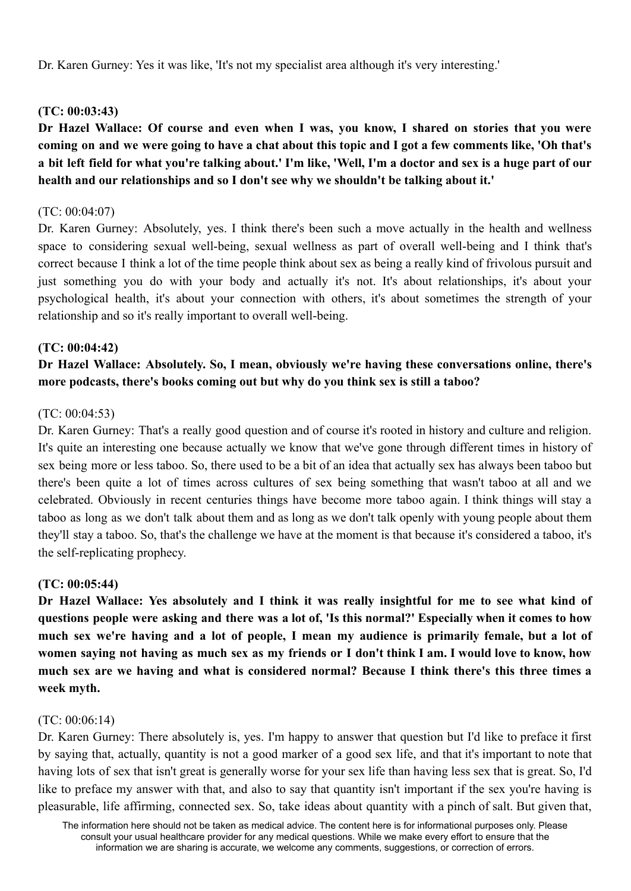Dr. Karen Gurney: Yes it was like, 'It's not my specialist area although it's very interesting.'

**(TC: 00:03:43)**

**Dr Hazel Wallace: Of course and even when I was, you know, I shared on stories that you were coming on and we were going to have a chat about this topic and I got a few comments like, 'Oh that's a bit left field for what you're talking about.' I'm like, 'Well, I'm a doctor and sex is a huge part of our health and our relationships and so I don't see why we shouldn't be talking about it.'**

(TC: 00:04:07)

Dr. Karen Gurney: Absolutely, yes. I think there's been such a move actually in the health and wellness space to considering sexual well-being, sexual wellness as part of overall well-being and I think that's correct because I think a lot of the time people think about sex as being a really kind of frivolous pursuit and just something you do with your body and actually it's not. It's about relationships, it's about your psychological health, it's about your connection with others, it's about sometimes the strength of your relationship and so it's really important to overall well-being.

**(TC: 00:04:42)**

**Dr Hazel Wallace: Absolutely. So, I mean, obviously we're having these conversations online, there's more podcasts, there's books coming out but why do you think sex is still a taboo?**

(TC: 00:04:53)

Dr. Karen Gurney: That's a really good question and of course it's rooted in history and culture and religion. It's quite an interesting one because actually we know that we've gone through different times in history of sex being more or less taboo. So, there used to be a bit of an idea that actually sex has always been taboo but there's been quite a lot of times across cultures of sex being something that wasn't taboo at all and we celebrated. Obviously in recent centuries things have become more taboo again. I think things will stay a taboo as long as we don't talk about them and as long as we don't talk openly with young people about them they'll stay a taboo. So, that's the challenge we have at the moment is that because it's considered a taboo, it's the self-replicating prophecy.

**(TC: 00:05:44)**

**Dr Hazel Wallace: Yes absolutely and I think it was really insightful for me to see what kind of questions people were asking and there was a lot of, 'Is this normal?' Especially when it comes to how much sex we're having and a lot of people, I mean my audience is primarily female, but a lot of women saying not having as much sex as my friends or I don't think I am. I would love to know, how much sex are we having and what is considered normal? Because I think there's this three times a week myth.**

(TC: 00:06:14)

Dr. Karen Gurney: There absolutely is, yes. I'm happy to answer that question but I'd like to preface it first by saying that, actually, quantity is not a good marker of a good sex life, and that it's important to note that having lots of sex that isn't great is generally worse for your sex life than having less sex that is great. So, I'd like to preface my answer with that, and also to say that quantity isn't important if the sex you're having is pleasurable, life affirming, connected sex. So, take ideas about quantity with a pinch of salt. But given that,

The information here should not be taken as medical advice. The content here is for informational purposes only. Please consult your usual healthcare provider for any medical questions. While we make every effort to ensure that the information we are sharing is accurate, we welcome any comments, suggestions, or correction of errors.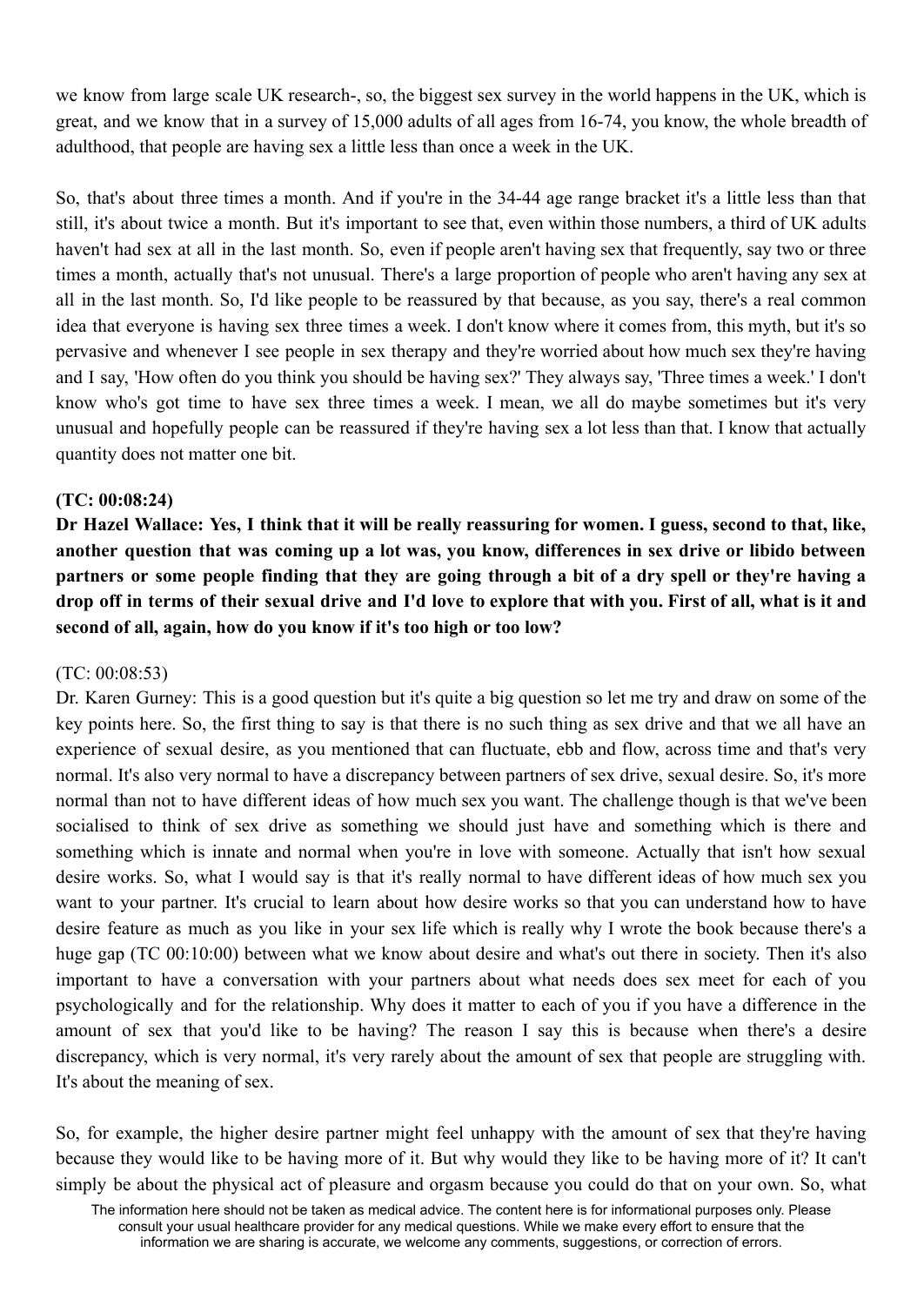we know from large scale UK research-, so, the biggest sex survey in the world happens in the UK, which is great, and we know that in a survey of 15,000 adults of all ages from 16-74, you know, the whole breadth of adulthood, that people are having sex a little less than once a week in the UK.

So, that's about three times a month. And if you're in the 34-44 age range bracket it's a little less than that still, it's about twice a month. But it's important to see that, even within those numbers, a third of UK adults haven't had sex at all in the last month. So, even if people aren't having sex that frequently, say two or three times a month, actually that's not unusual. There's a large proportion of people who aren't having any sex at all in the last month. So, I'd like people to be reassured by that because, as you say, there's a real common idea that everyone is having sex three times a week. I don't know where it comes from, this myth, but it's so pervasive and whenever I see people in sex therapy and they're worried about how much sex they're having and I say, 'How often do you think you should be having sex?' They always say, 'Three times a week.' I don't know who's got time to have sex three times a week. I mean, we all do maybe sometimes but it's very unusual and hopefully people can be reassured if they're having sex a lot less than that. I know that actually quantity does not matter one bit.

**(TC: 00:08:24)**

**Dr Hazel Wallace: Yes, I think that it will be really reassuring for women. I guess, second to that, like, another question that was coming up a lot was, you know, differences in sex drive or libido between partners or some people finding that they are going through a bit of a dry spell or they're having a drop off in terms of their sexual drive and I'd love to explore that with you. First of all, what is it and second of all, again, how do you know if it's too high or too low?**

(TC: 00:08:53)

Dr. Karen Gurney: This is a good question but it's quite a big question so let me try and draw on some of the key points here. So, the first thing to say is that there is no such thing as sex drive and that we all have an experience of sexual desire, as you mentioned that can fluctuate, ebb and flow, across time and that's very normal. It's also very normal to have a discrepancy between partners of sex drive, sexual desire. So, it's more normal than not to have different ideas of how much sex you want. The challenge though is that we've been socialised to think of sex drive as something we should just have and something which is there and something which is innate and normal when you're in love with someone. Actually that isn't how sexual desire works. So, what I would say is that it's really normal to have different ideas of how much sex you want to your partner. It's crucial to learn about how desire works so that you can understand how to have desire feature as much as you like in your sex life which is really why I wrote the book because there's a huge gap (TC 00:10:00) between what we know about desire and what's out there in society. Then it's also important to have a conversation with your partners about what needs does sex meet for each of you psychologically and for the relationship. Why does it matter to each of you if you have a difference in the amount of sex that you'd like to be having? The reason I say this is because when there's a desire discrepancy, which is very normal, it's very rarely about the amount of sex that people are struggling with. It's about the meaning of sex.

So, for example, the higher desire partner might feel unhappy with the amount of sex that they're having because they would like to be having more of it. But why would they like to be having more of it? It can't simply be about the physical act of pleasure and orgasm because you could do that on your own. So, what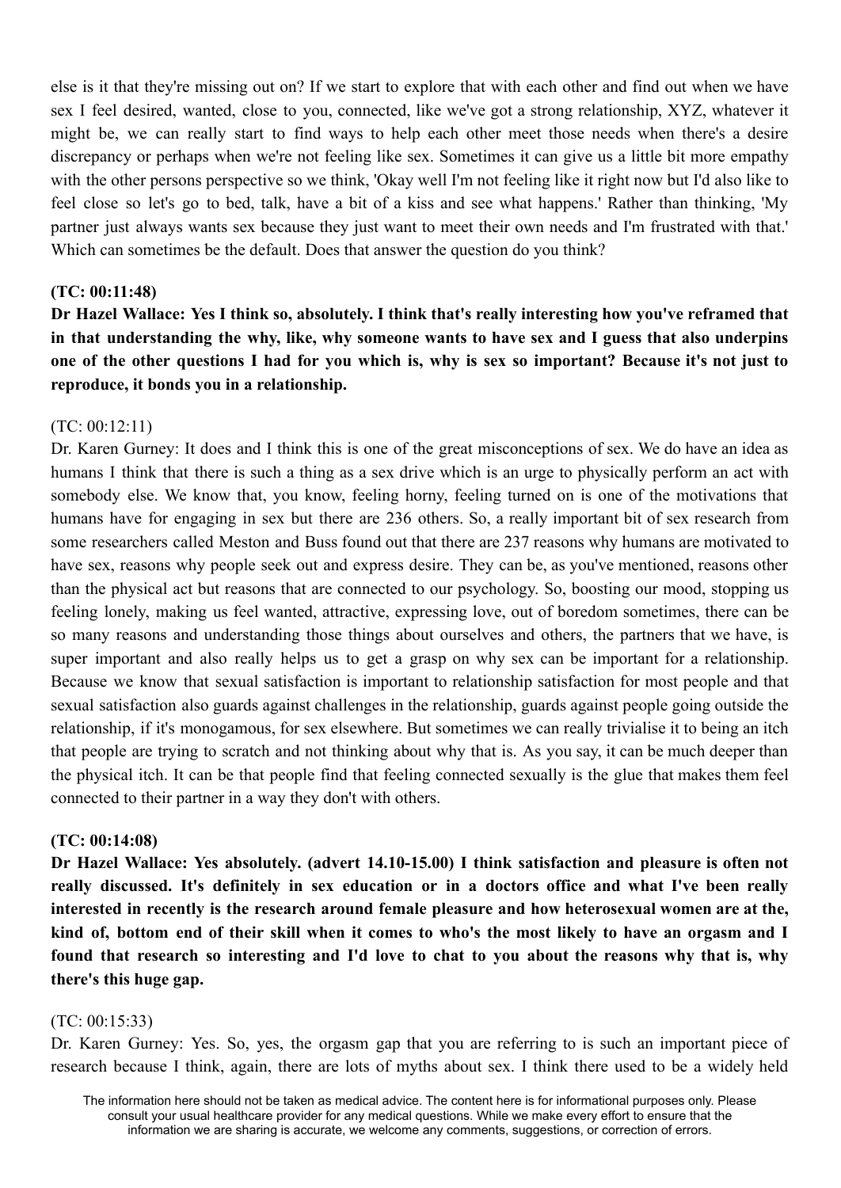else is it that they're missing out on? If we start to explore that with each other and find out when we have sex I feel desired, wanted, close to you, connected, like we've got a strong relationship, XYZ, whatever it might be, we can really start to find ways to help each other meet those needs when there's a desire discrepancy or perhaps when we're not feeling like sex. Sometimes it can give us a little bit more empathy with the other persons perspective so we think, 'Okay well I'm not feeling like it right now but I'd also like to feel close so let's go to bed, talk, have a bit of a kiss and see what happens.' Rather than thinking, 'My partner just always wants sex because they just want to meet their own needs and I'm frustrated with that.' Which can sometimes be the default. Does that answer the question do you think?

**(TC: 00:11:48)**

**Dr Hazel Wallace: Yes I think so, absolutely. I think that's really interesting how you've reframed that in that understanding the why, like, why someone wants to have sex and I guess that also underpins one of the other questions I had for you which is, why is sex so important? Because it's not just to reproduce, it bonds you in a relationship.**

(TC: 00:12:11)

Dr. Karen Gurney: It does and I think this is one of the great misconceptions of sex. We do have an idea as humans I think that there is such a thing as a sex drive which is an urge to physically perform an act with somebody else. We know that, you know, feeling horny, feeling turned on is one of the motivations that humans have for engaging in sex but there are 236 others. So, a really important bit of sex research from some researchers called Meston and Buss found out that there are 237 reasons why humans are motivated to have sex, reasons why people seek out and express desire. They can be, as you've mentioned, reasons other than the physical act but reasons that are connected to our psychology. So, boosting our mood, stopping us feeling lonely, making us feel wanted, attractive, expressing love, out of boredom sometimes, there can be so many reasons and understanding those things about ourselves and others, the partners that we have, is super important and also really helps us to get a grasp on why sex can be important for a relationship. Because we know that sexual satisfaction is important to relationship satisfaction for most people and that sexual satisfaction also guards against challenges in the relationship, guards against people going outside the relationship, if it's monogamous, for sex elsewhere. But sometimes we can really trivialise it to being an itch that people are trying to scratch and not thinking about why that is. As you say, it can be much deeper than the physical itch. It can be that people find that feeling connected sexually is the glue that makes them feel connected to their partner in a way they don't with others.

**(TC: 00:14:08)**

**Dr Hazel Wallace: Yes absolutely. (advert 14.10-15.00) I think satisfaction and pleasure is often not really discussed. It's definitely in sex education or in a doctors office and what I've been really interested in recently is the research around female pleasure and how heterosexual women are at the, kind of, bottom end of their skill when it comes to who's the most likely to have an orgasm and I found that research so interesting and I'd love to chat to you about the reasons why that is, why there's this huge gap.**

(TC: 00:15:33)

Dr. Karen Gurney: Yes. So, yes, the orgasm gap that you are referring to is such an important piece of research because I think, again, there are lots of myths about sex. I think there used to be a widely held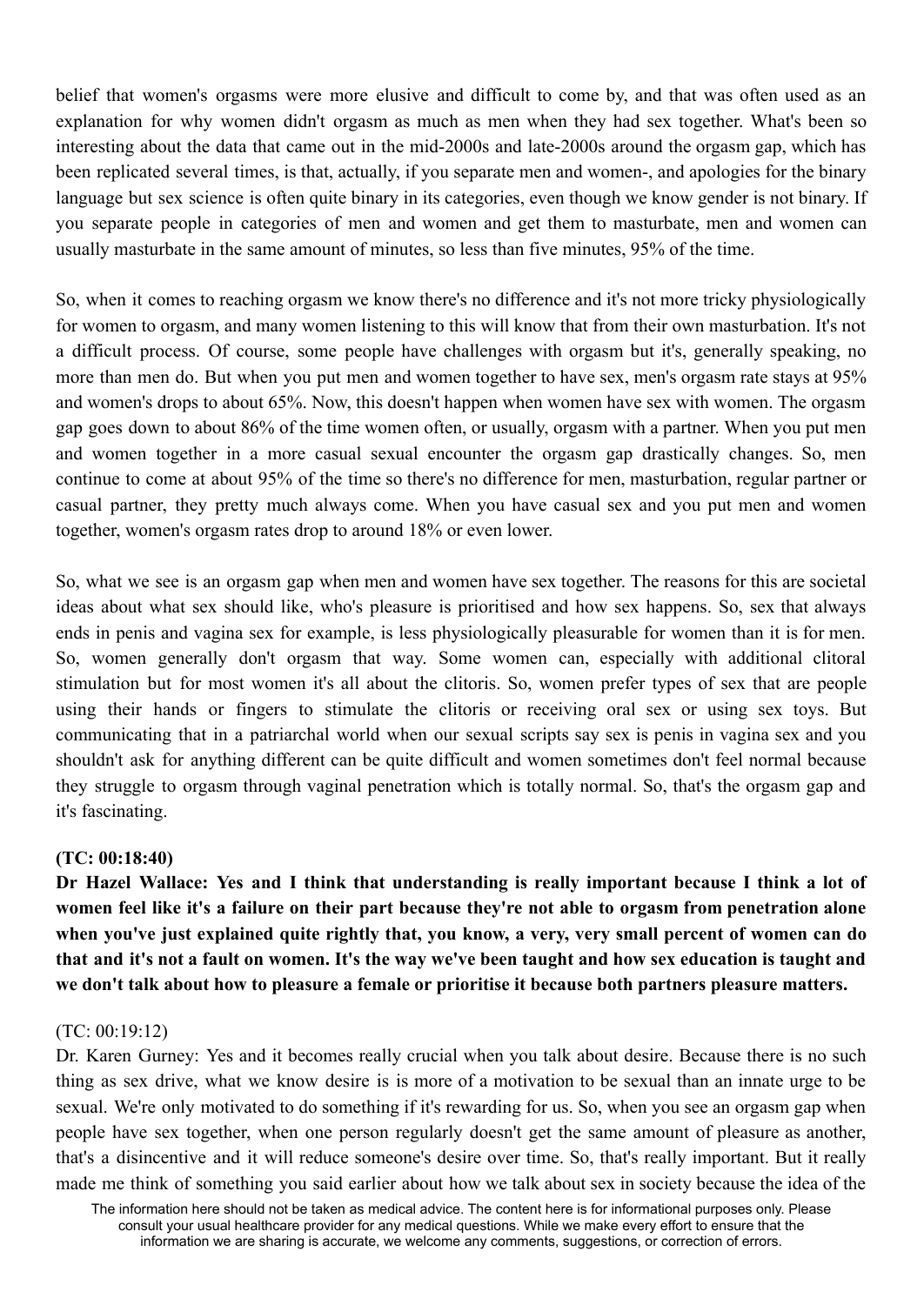belief that women's orgasms were more elusive and difficult to come by, and that was often used as an explanation for why women didn't orgasm as much as men when they had sex together. What's been so interesting about the data that came out in the mid-2000s and late-2000s around the orgasm gap, which has been replicated several times, is that, actually, if you separate men and women-, and apologies for the binary language but sex science is often quite binary in its categories, even though we know gender is not binary. If you separate people in categories of men and women and get them to masturbate, men and women can usually masturbate in the same amount of minutes, so less than five minutes, 95% of the time.

So, when it comes to reaching orgasm we know there's no difference and it's not more tricky physiologically for women to orgasm, and many women listening to this will know that from their own masturbation. It's not a difficult process. Of course, some people have challenges with orgasm but it's, generally speaking, no more than men do. But when you put men and women together to have sex, men's orgasm rate stays at 95% and women's drops to about 65%. Now, this doesn't happen when women have sex with women. The orgasm gap goes down to about 86% of the time women often, or usually, orgasm with a partner. When you put men and women together in a more casual sexual encounter the orgasm gap drastically changes. So, men continue to come at about 95% of the time so there's no difference for men, masturbation, regular partner or casual partner, they pretty much always come. When you have casual sex and you put men and women together, women's orgasm rates drop to around 18% or even lower.

So, what we see is an orgasm gap when men and women have sex together. The reasons for this are societal ideas about what sex should like, who's pleasure is prioritised and how sex happens. So, sex that always ends in penis and vagina sex for example, is less physiologically pleasurable for women than it is for men. So, women generally don't orgasm that way. Some women can, especially with additional clitoral stimulation but for most women it's all about the clitoris. So, women prefer types of sex that are people using their hands or fingers to stimulate the clitoris or receiving oral sex or using sex toys. But communicating that in a patriarchal world when our sexual scripts say sex is penis in vagina sex and you shouldn't ask for anything different can be quite difficult and women sometimes don't feel normal because they struggle to orgasm through vaginal penetration which is totally normal. So, that's the orgasm gap and it's fascinating.

**(TC: 00:18:40)**

**Dr Hazel Wallace: Yes and I think that understanding is really important because I think a lot of women feel like it's a failure on their part because they're not able to orgasm from penetration alone when you've just explained quite rightly that, you know, a very, very small percent of women can do that and it's not a fault on women. It's the way we've been taught and how sex education is taught and we don't talk about how to pleasure a female or prioritise it because both partners pleasure matters.**

(TC: 00:19:12)

Dr. Karen Gurney: Yes and it becomes really crucial when you talk about desire. Because there is no such thing as sex drive, what we know desire is is more of a motivation to be sexual than an innate urge to be sexual. We're only motivated to do something if it's rewarding for us. So, when you see an orgasm gap when people have sex together, when one person regularly doesn't get the same amount of pleasure as another, that's a disincentive and it will reduce someone's desire over time. So, that's really important. But it really made me think of something you said earlier about how we talk about sex in society because the idea of the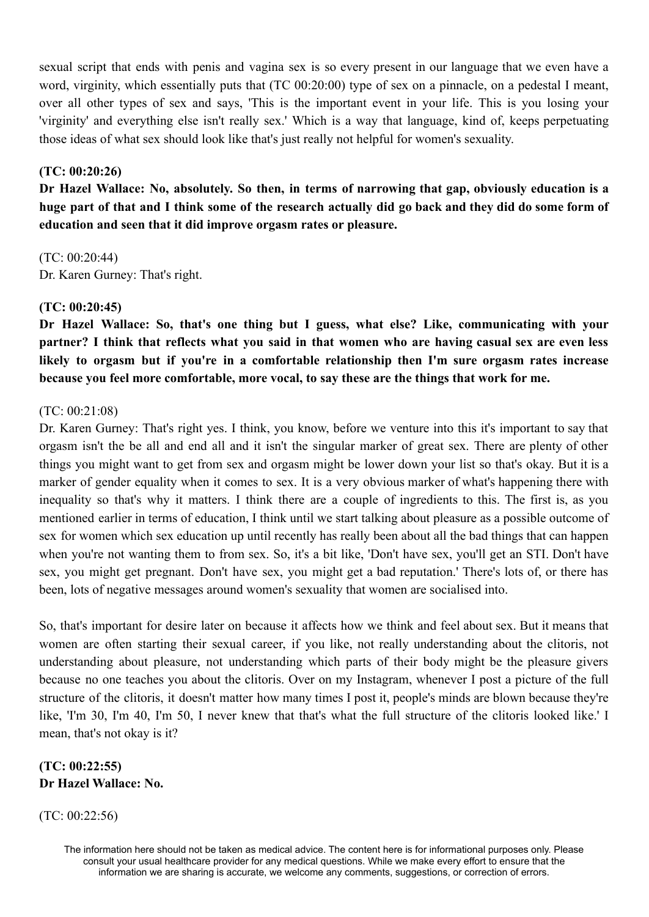sexual script that ends with penis and vagina sex is so every present in our language that we even have a word, virginity, which essentially puts that (TC 00:20:00) type of sex on a pinnacle, on a pedestal I meant, over all other types of sex and says, 'This is the important event in your life. This is you losing your 'virginity' and everything else isn't really sex.' Which is a way that language, kind of, keeps perpetuating those ideas of what sex should look like that's just really not helpful for women's sexuality.

**(TC: 00:20:26)**
**Dr Hazel Wallace: No, absolutely. So then, in terms of narrowing that gap, obviously education is a huge part of that and I think some of the research actually did go back and they did do some form of education and seen that it did improve orgasm rates or pleasure.**

(TC: 00:20:44)
Dr. Karen Gurney: That's right.

**(TC: 00:20:45)**
**Dr Hazel Wallace: So, that's one thing but I guess, what else? Like, communicating with your partner? I think that reflects what you said in that women who are having casual sex are even less likely to orgasm but if you're in a comfortable relationship then I'm sure orgasm rates increase because you feel more comfortable, more vocal, to say these are the things that work for me.**

(TC: 00:21:08)
Dr. Karen Gurney: That's right yes. I think, you know, before we venture into this it's important to say that orgasm isn't the be all and end all and it isn't the singular marker of great sex. There are plenty of other things you might want to get from sex and orgasm might be lower down your list so that's okay. But it is a marker of gender equality when it comes to sex. It is a very obvious marker of what's happening there with inequality so that's why it matters. I think there are a couple of ingredients to this. The first is, as you mentioned earlier in terms of education, I think until we start talking about pleasure as a possible outcome of sex for women which sex education up until recently has really been about all the bad things that can happen when you're not wanting them to from sex. So, it's a bit like, 'Don't have sex, you'll get an STI. Don't have sex, you might get pregnant. Don't have sex, you might get a bad reputation.' There's lots of, or there has been, lots of negative messages around women's sexuality that women are socialised into.

So, that's important for desire later on because it affects how we think and feel about sex. But it means that women are often starting their sexual career, if you like, not really understanding about the clitoris, not understanding about pleasure, not understanding which parts of their body might be the pleasure givers because no one teaches you about the clitoris. Over on my Instagram, whenever I post a picture of the full structure of the clitoris, it doesn't matter how many times I post it, people's minds are blown because they're like, 'I'm 30, I'm 40, I'm 50, I never knew that that's what the full structure of the clitoris looked like.' I mean, that's not okay is it?

**(TC: 00:22:55)**
**Dr Hazel Wallace: No.**

(TC: 00:22:56)

The information here should not be taken as medical advice. The content here is for informational purposes only. Please consult your usual healthcare provider for any medical questions. While we make every effort to ensure that the information we are sharing is accurate, we welcome any comments, suggestions, or correction of errors.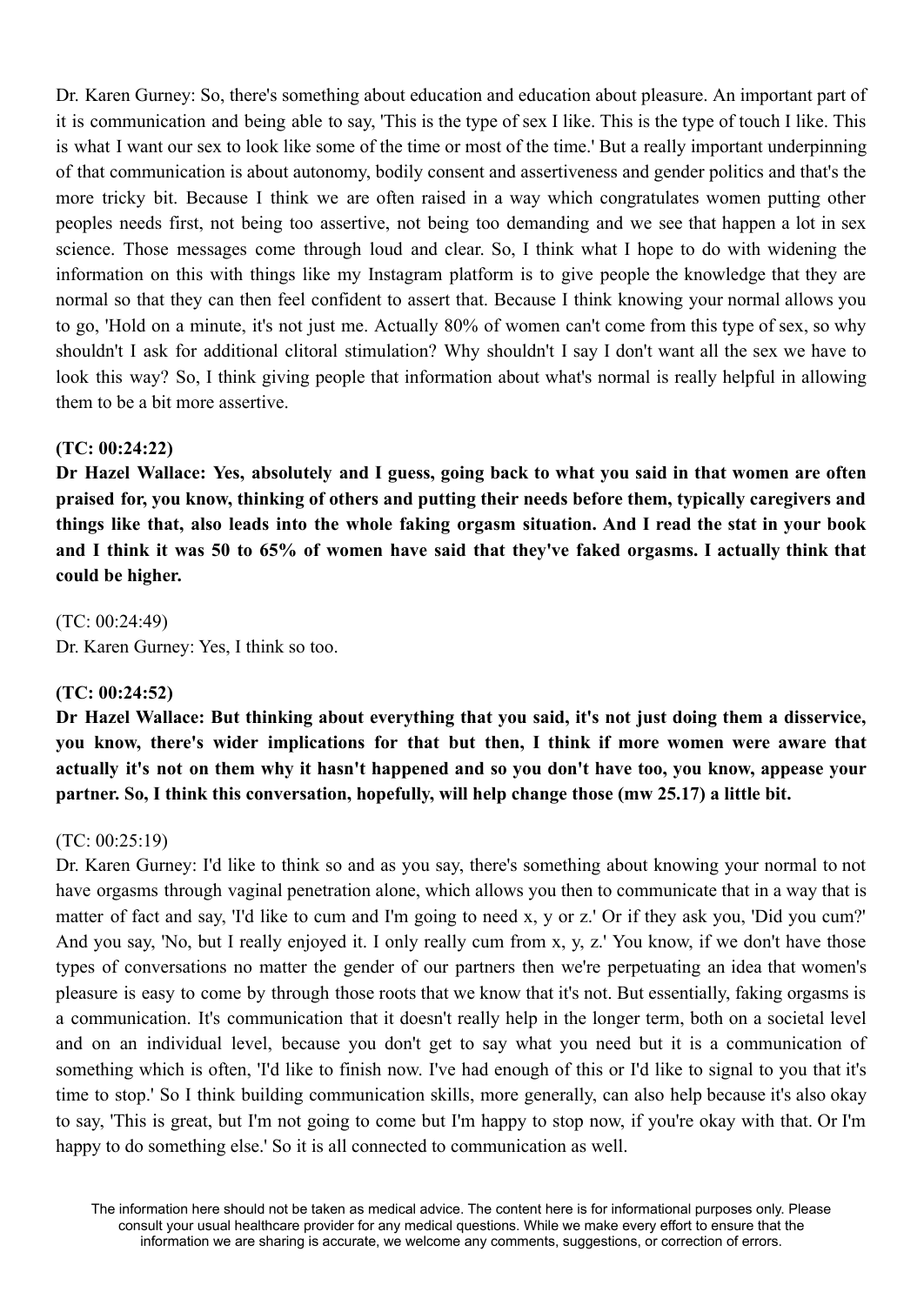Dr. Karen Gurney: So, there's something about education and education about pleasure. An important part of it is communication and being able to say, 'This is the type of sex I like. This is the type of touch I like. This is what I want our sex to look like some of the time or most of the time.' But a really important underpinning of that communication is about autonomy, bodily consent and assertiveness and gender politics and that's the more tricky bit. Because I think we are often raised in a way which congratulates women putting other peoples needs first, not being too assertive, not being too demanding and we see that happen a lot in sex science. Those messages come through loud and clear. So, I think what I hope to do with widening the information on this with things like my Instagram platform is to give people the knowledge that they are normal so that they can then feel confident to assert that. Because I think knowing your normal allows you to go, 'Hold on a minute, it's not just me. Actually 80% of women can't come from this type of sex, so why shouldn't I ask for additional clitoral stimulation? Why shouldn't I say I don't want all the sex we have to look this way? So, I think giving people that information about what's normal is really helpful in allowing them to be a bit more assertive.

**(TC: 00:24:22)**

**Dr Hazel Wallace: Yes, absolutely and I guess, going back to what you said in that women are often praised for, you know, thinking of others and putting their needs before them, typically caregivers and things like that, also leads into the whole faking orgasm situation. And I read the stat in your book and I think it was 50 to 65% of women have said that they've faked orgasms. I actually think that could be higher.**

(TC: 00:24:49)

Dr. Karen Gurney: Yes, I think so too.

**(TC: 00:24:52)**

**Dr Hazel Wallace: But thinking about everything that you said, it's not just doing them a disservice, you know, there's wider implications for that but then, I think if more women were aware that actually it's not on them why it hasn't happened and so you don't have too, you know, appease your partner. So, I think this conversation, hopefully, will help change those (mw 25.17) a little bit.**

(TC: 00:25:19)

Dr. Karen Gurney: I'd like to think so and as you say, there's something about knowing your normal to not have orgasms through vaginal penetration alone, which allows you then to communicate that in a way that is matter of fact and say, 'I'd like to cum and I'm going to need x, y or z.' Or if they ask you, 'Did you cum?' And you say, 'No, but I really enjoyed it. I only really cum from x, y, z.' You know, if we don't have those types of conversations no matter the gender of our partners then we're perpetuating an idea that women's pleasure is easy to come by through those roots that we know that it's not. But essentially, faking orgasms is a communication. It's communication that it doesn't really help in the longer term, both on a societal level and on an individual level, because you don't get to say what you need but it is a communication of something which is often, 'I'd like to finish now. I've had enough of this or I'd like to signal to you that it's time to stop.' So I think building communication skills, more generally, can also help because it's also okay to say, 'This is great, but I'm not going to come but I'm happy to stop now, if you're okay with that. Or I'm happy to do something else.' So it is all connected to communication as well.

The information here should not be taken as medical advice. The content here is for informational purposes only. Please consult your usual healthcare provider for any medical questions. While we make every effort to ensure that the information we are sharing is accurate, we welcome any comments, suggestions, or correction of errors.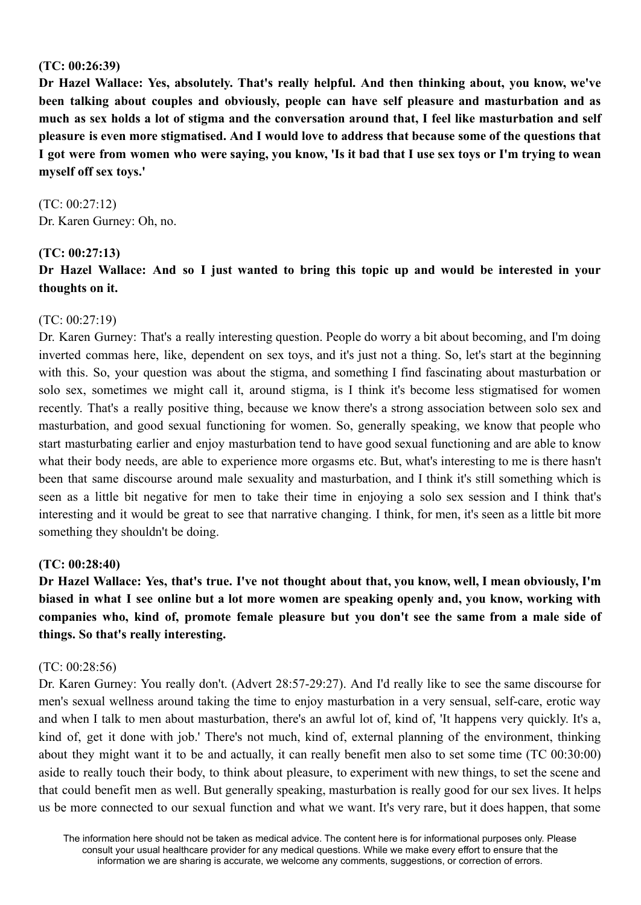**(TC: 00:26:39)**
**Dr Hazel Wallace: Yes, absolutely. That's really helpful. And then thinking about, you know, we've been talking about couples and obviously, people can have self pleasure and masturbation and as much as sex holds a lot of stigma and the conversation around that, I feel like masturbation and self pleasure is even more stigmatised. And I would love to address that because some of the questions that I got were from women who were saying, you know, 'Is it bad that I use sex toys or I'm trying to wean myself off sex toys.'**

(TC: 00:27:12)
Dr. Karen Gurney: Oh, no.

**(TC: 00:27:13)**
**Dr Hazel Wallace: And so I just wanted to bring this topic up and would be interested in your thoughts on it.**

(TC: 00:27:19)
Dr. Karen Gurney: That's a really interesting question. People do worry a bit about becoming, and I'm doing inverted commas here, like, dependent on sex toys, and it's just not a thing. So, let's start at the beginning with this. So, your question was about the stigma, and something I find fascinating about masturbation or solo sex, sometimes we might call it, around stigma, is I think it's become less stigmatised for women recently. That's a really positive thing, because we know there's a strong association between solo sex and masturbation, and good sexual functioning for women. So, generally speaking, we know that people who start masturbating earlier and enjoy masturbation tend to have good sexual functioning and are able to know what their body needs, are able to experience more orgasms etc. But, what's interesting to me is there hasn't been that same discourse around male sexuality and masturbation, and I think it's still something which is seen as a little bit negative for men to take their time in enjoying a solo sex session and I think that's interesting and it would be great to see that narrative changing. I think, for men, it's seen as a little bit more something they shouldn't be doing.

**(TC: 00:28:40)**
**Dr Hazel Wallace: Yes, that's true. I've not thought about that, you know, well, I mean obviously, I'm biased in what I see online but a lot more women are speaking openly and, you know, working with companies who, kind of, promote female pleasure but you don't see the same from a male side of things. So that's really interesting.**

(TC: 00:28:56)
Dr. Karen Gurney: You really don't. (Advert 28:57-29:27). And I'd really like to see the same discourse for men's sexual wellness around taking the time to enjoy masturbation in a very sensual, self-care, erotic way and when I talk to men about masturbation, there's an awful lot of, kind of, 'It happens very quickly. It's a, kind of, get it done with job.' There's not much, kind of, external planning of the environment, thinking about they might want it to be and actually, it can really benefit men also to set some time (TC 00:30:00) aside to really touch their body, to think about pleasure, to experiment with new things, to set the scene and that could benefit men as well. But generally speaking, masturbation is really good for our sex lives. It helps us be more connected to our sexual function and what we want. It's very rare, but it does happen, that some

The information here should not be taken as medical advice. The content here is for informational purposes only. Please consult your usual healthcare provider for any medical questions. While we make every effort to ensure that the information we are sharing is accurate, we welcome any comments, suggestions, or correction of errors.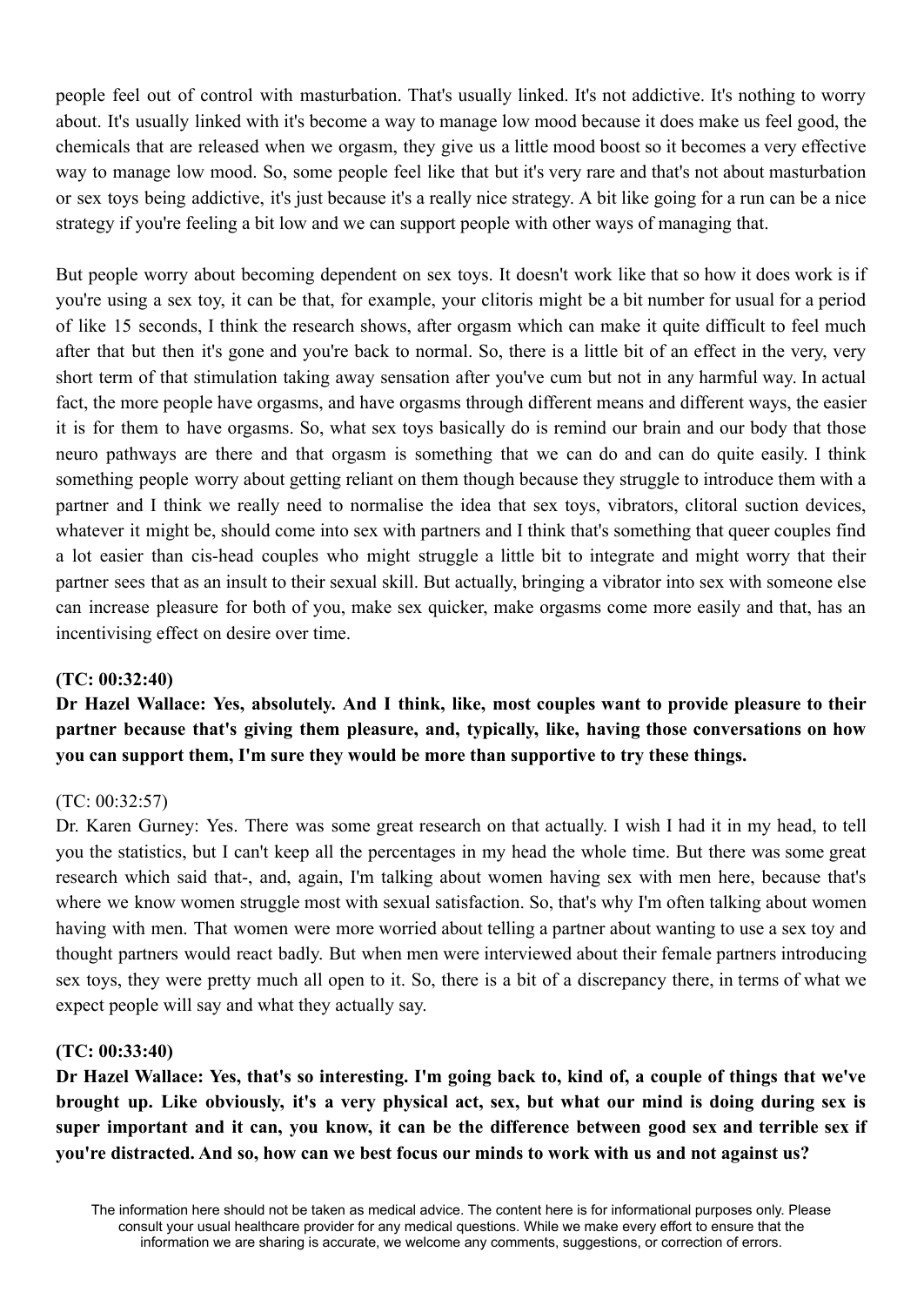people feel out of control with masturbation. That's usually linked. It's not addictive. It's nothing to worry about. It's usually linked with it's become a way to manage low mood because it does make us feel good, the chemicals that are released when we orgasm, they give us a little mood boost so it becomes a very effective way to manage low mood. So, some people feel like that but it's very rare and that's not about masturbation or sex toys being addictive, it's just because it's a really nice strategy. A bit like going for a run can be a nice strategy if you're feeling a bit low and we can support people with other ways of managing that.

But people worry about becoming dependent on sex toys. It doesn't work like that so how it does work is if you're using a sex toy, it can be that, for example, your clitoris might be a bit number for usual for a period of like 15 seconds, I think the research shows, after orgasm which can make it quite difficult to feel much after that but then it's gone and you're back to normal. So, there is a little bit of an effect in the very, very short term of that stimulation taking away sensation after you've cum but not in any harmful way. In actual fact, the more people have orgasms, and have orgasms through different means and different ways, the easier it is for them to have orgasms. So, what sex toys basically do is remind our brain and our body that those neuro pathways are there and that orgasm is something that we can do and can do quite easily. I think something people worry about getting reliant on them though because they struggle to introduce them with a partner and I think we really need to normalise the idea that sex toys, vibrators, clitoral suction devices, whatever it might be, should come into sex with partners and I think that's something that queer couples find a lot easier than cis-head couples who might struggle a little bit to integrate and might worry that their partner sees that as an insult to their sexual skill. But actually, bringing a vibrator into sex with someone else can increase pleasure for both of you, make sex quicker, make orgasms come more easily and that, has an incentivising effect on desire over time.

**(TC: 00:32:40)**

**Dr Hazel Wallace: Yes, absolutely. And I think, like, most couples want to provide pleasure to their partner because that's giving them pleasure, and, typically, like, having those conversations on how you can support them, I'm sure they would be more than supportive to try these things.**

(TC: 00:32:57)

Dr. Karen Gurney: Yes. There was some great research on that actually. I wish I had it in my head, to tell you the statistics, but I can't keep all the percentages in my head the whole time. But there was some great research which said that-, and, again, I'm talking about women having sex with men here, because that's where we know women struggle most with sexual satisfaction. So, that's why I'm often talking about women having with men. That women were more worried about telling a partner about wanting to use a sex toy and thought partners would react badly. But when men were interviewed about their female partners introducing sex toys, they were pretty much all open to it. So, there is a bit of a discrepancy there, in terms of what we expect people will say and what they actually say.

**(TC: 00:33:40)**

**Dr Hazel Wallace: Yes, that's so interesting. I'm going back to, kind of, a couple of things that we've brought up. Like obviously, it's a very physical act, sex, but what our mind is doing during sex is super important and it can, you know, it can be the difference between good sex and terrible sex if you're distracted. And so, how can we best focus our minds to work with us and not against us?**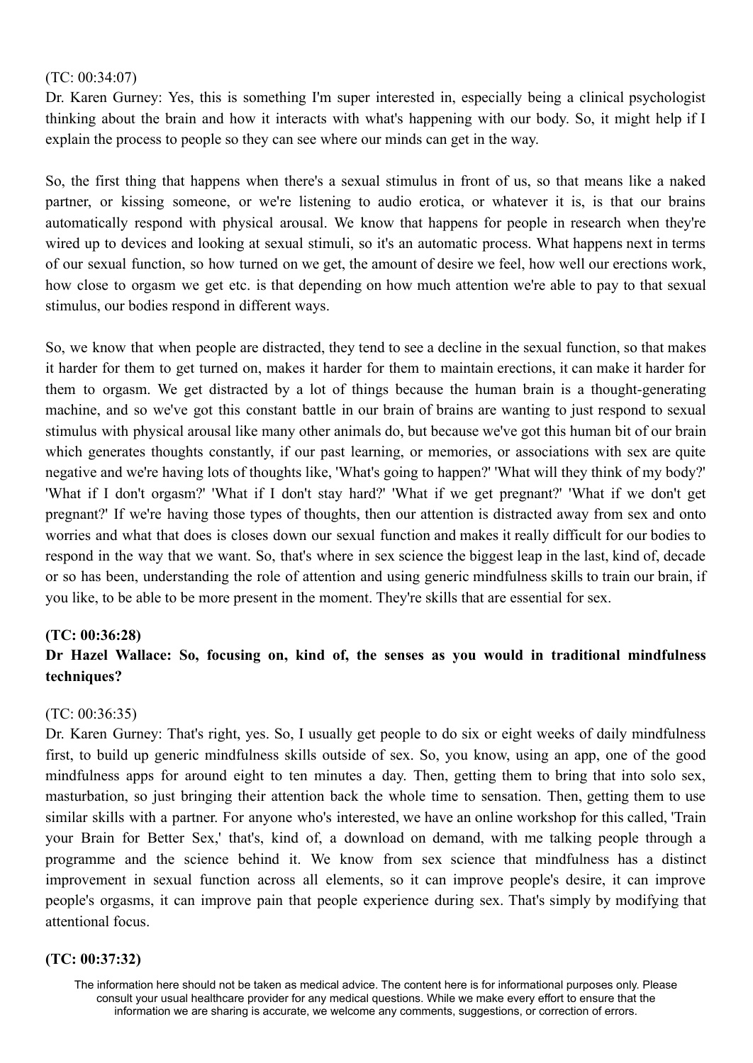(TC: 00:34:07)

Dr. Karen Gurney: Yes, this is something I'm super interested in, especially being a clinical psychologist thinking about the brain and how it interacts with what's happening with our body. So, it might help if I explain the process to people so they can see where our minds can get in the way.

So, the first thing that happens when there's a sexual stimulus in front of us, so that means like a naked partner, or kissing someone, or we're listening to audio erotica, or whatever it is, is that our brains automatically respond with physical arousal. We know that happens for people in research when they're wired up to devices and looking at sexual stimuli, so it's an automatic process. What happens next in terms of our sexual function, so how turned on we get, the amount of desire we feel, how well our erections work, how close to orgasm we get etc. is that depending on how much attention we're able to pay to that sexual stimulus, our bodies respond in different ways.

So, we know that when people are distracted, they tend to see a decline in the sexual function, so that makes it harder for them to get turned on, makes it harder for them to maintain erections, it can make it harder for them to orgasm. We get distracted by a lot of things because the human brain is a thought-generating machine, and so we've got this constant battle in our brain of brains are wanting to just respond to sexual stimulus with physical arousal like many other animals do, but because we've got this human bit of our brain which generates thoughts constantly, if our past learning, or memories, or associations with sex are quite negative and we're having lots of thoughts like, 'What's going to happen?' 'What will they think of my body?' 'What if I don't orgasm?' 'What if I don't stay hard?' 'What if we get pregnant?' 'What if we don't get pregnant?' If we're having those types of thoughts, then our attention is distracted away from sex and onto worries and what that does is closes down our sexual function and makes it really difficult for our bodies to respond in the way that we want. So, that's where in sex science the biggest leap in the last, kind of, decade or so has been, understanding the role of attention and using generic mindfulness skills to train our brain, if you like, to be able to be more present in the moment. They're skills that are essential for sex.

**(TC: 00:36:28)**

**Dr Hazel Wallace: So, focusing on, kind of, the senses as you would in traditional mindfulness techniques?**

(TC: 00:36:35)

Dr. Karen Gurney: That's right, yes. So, I usually get people to do six or eight weeks of daily mindfulness first, to build up generic mindfulness skills outside of sex. So, you know, using an app, one of the good mindfulness apps for around eight to ten minutes a day. Then, getting them to bring that into solo sex, masturbation, so just bringing their attention back the whole time to sensation. Then, getting them to use similar skills with a partner. For anyone who's interested, we have an online workshop for this called, 'Train your Brain for Better Sex,' that's, kind of, a download on demand, with me talking people through a programme and the science behind it. We know from sex science that mindfulness has a distinct improvement in sexual function across all elements, so it can improve people's desire, it can improve people's orgasms, it can improve pain that people experience during sex. That's simply by modifying that attentional focus.

**(TC: 00:37:32)**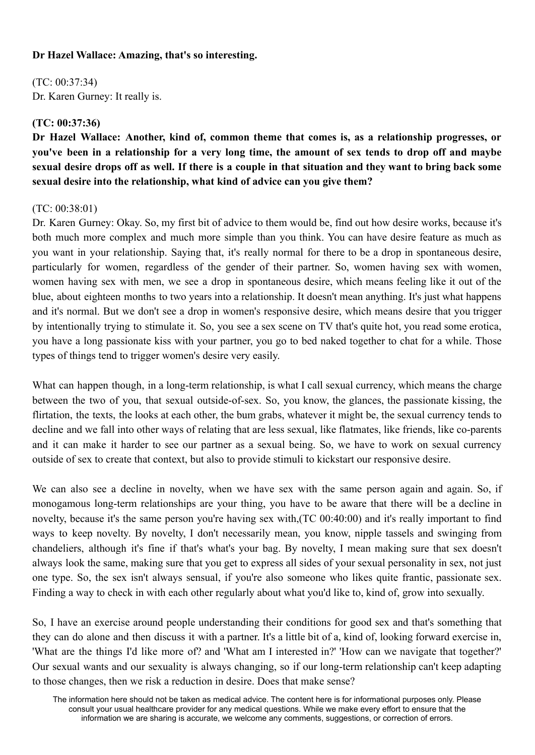**Dr Hazel Wallace: Amazing, that's so interesting.**

(TC: 00:37:34)
Dr. Karen Gurney: It really is.

**(TC: 00:37:36)**
**Dr Hazel Wallace: Another, kind of, common theme that comes is, as a relationship progresses, or you've been in a relationship for a very long time, the amount of sex tends to drop off and maybe sexual desire drops off as well. If there is a couple in that situation and they want to bring back some sexual desire into the relationship, what kind of advice can you give them?**

(TC: 00:38:01)
Dr. Karen Gurney: Okay. So, my first bit of advice to them would be, find out how desire works, because it's both much more complex and much more simple than you think. You can have desire feature as much as you want in your relationship. Saying that, it's really normal for there to be a drop in spontaneous desire, particularly for women, regardless of the gender of their partner. So, women having sex with women, women having sex with men, we see a drop in spontaneous desire, which means feeling like it out of the blue, about eighteen months to two years into a relationship. It doesn't mean anything. It's just what happens and it's normal. But we don't see a drop in women's responsive desire, which means desire that you trigger by intentionally trying to stimulate it. So, you see a sex scene on TV that's quite hot, you read some erotica, you have a long passionate kiss with your partner, you go to bed naked together to chat for a while. Those types of things tend to trigger women's desire very easily.

What can happen though, in a long-term relationship, is what I call sexual currency, which means the charge between the two of you, that sexual outside-of-sex. So, you know, the glances, the passionate kissing, the flirtation, the texts, the looks at each other, the bum grabs, whatever it might be, the sexual currency tends to decline and we fall into other ways of relating that are less sexual, like flatmates, like friends, like co-parents and it can make it harder to see our partner as a sexual being. So, we have to work on sexual currency outside of sex to create that context, but also to provide stimuli to kickstart our responsive desire.

We can also see a decline in novelty, when we have sex with the same person again and again. So, if monogamous long-term relationships are your thing, you have to be aware that there will be a decline in novelty, because it's the same person you're having sex with,(TC 00:40:00) and it's really important to find ways to keep novelty. By novelty, I don't necessarily mean, you know, nipple tassels and swinging from chandeliers, although it's fine if that's what's your bag. By novelty, I mean making sure that sex doesn't always look the same, making sure that you get to express all sides of your sexual personality in sex, not just one type. So, the sex isn't always sensual, if you're also someone who likes quite frantic, passionate sex. Finding a way to check in with each other regularly about what you'd like to, kind of, grow into sexually.

So, I have an exercise around people understanding their conditions for good sex and that's something that they can do alone and then discuss it with a partner. It's a little bit of a, kind of, looking forward exercise in, 'What are the things I'd like more of? and 'What am I interested in?' 'How can we navigate that together?' Our sexual wants and our sexuality is always changing, so if our long-term relationship can't keep adapting to those changes, then we risk a reduction in desire. Does that make sense?

The information here should not be taken as medical advice. The content here is for informational purposes only. Please consult your usual healthcare provider for any medical questions. While we make every effort to ensure that the information we are sharing is accurate, we welcome any comments, suggestions, or correction of errors.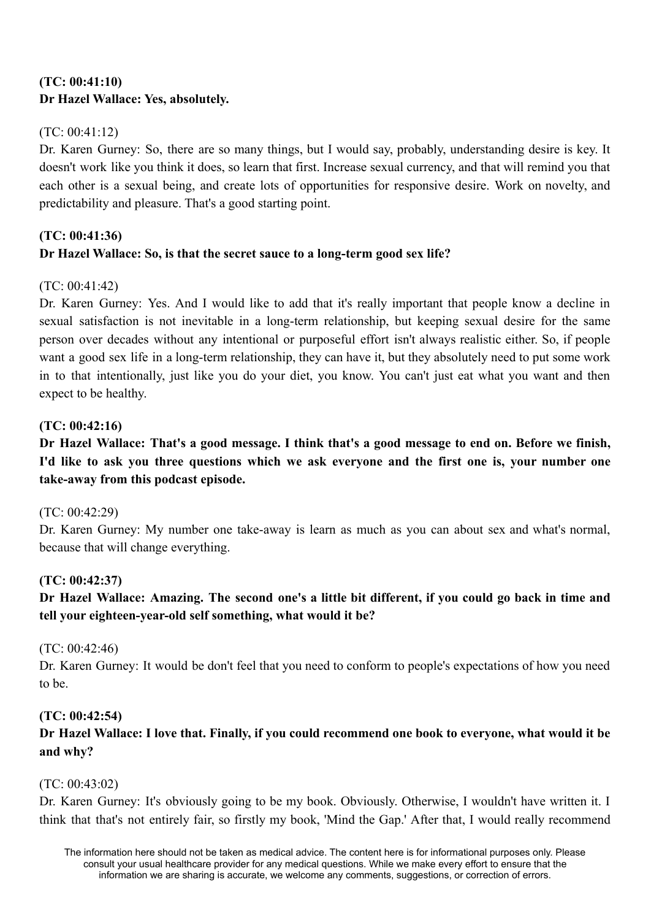**(TC: 00:41:10)**
**Dr Hazel Wallace: Yes, absolutely.**

(TC: 00:41:12)
Dr. Karen Gurney: So, there are so many things, but I would say, probably, understanding desire is key. It doesn't work like you think it does, so learn that first. Increase sexual currency, and that will remind you that each other is a sexual being, and create lots of opportunities for responsive desire. Work on novelty, and predictability and pleasure. That's a good starting point.

**(TC: 00:41:36)**
**Dr Hazel Wallace: So, is that the secret sauce to a long-term good sex life?**

(TC: 00:41:42)
Dr. Karen Gurney: Yes. And I would like to add that it's really important that people know a decline in sexual satisfaction is not inevitable in a long-term relationship, but keeping sexual desire for the same person over decades without any intentional or purposeful effort isn't always realistic either. So, if people want a good sex life in a long-term relationship, they can have it, but they absolutely need to put some work in to that intentionally, just like you do your diet, you know. You can't just eat what you want and then expect to be healthy.

**(TC: 00:42:16)**
**Dr Hazel Wallace: That's a good message. I think that's a good message to end on. Before we finish, I'd like to ask you three questions which we ask everyone and the first one is, your number one take-away from this podcast episode.**

(TC: 00:42:29)
Dr. Karen Gurney: My number one take-away is learn as much as you can about sex and what's normal, because that will change everything.

**(TC: 00:42:37)**
**Dr Hazel Wallace: Amazing. The second one's a little bit different, if you could go back in time and tell your eighteen-year-old self something, what would it be?**

(TC: 00:42:46)
Dr. Karen Gurney: It would be don't feel that you need to conform to people's expectations of how you need to be.

**(TC: 00:42:54)**
**Dr Hazel Wallace: I love that. Finally, if you could recommend one book to everyone, what would it be and why?**

(TC: 00:43:02)
Dr. Karen Gurney: It's obviously going to be my book. Obviously. Otherwise, I wouldn't have written it. I think that that's not entirely fair, so firstly my book, 'Mind the Gap.' After that, I would really recommend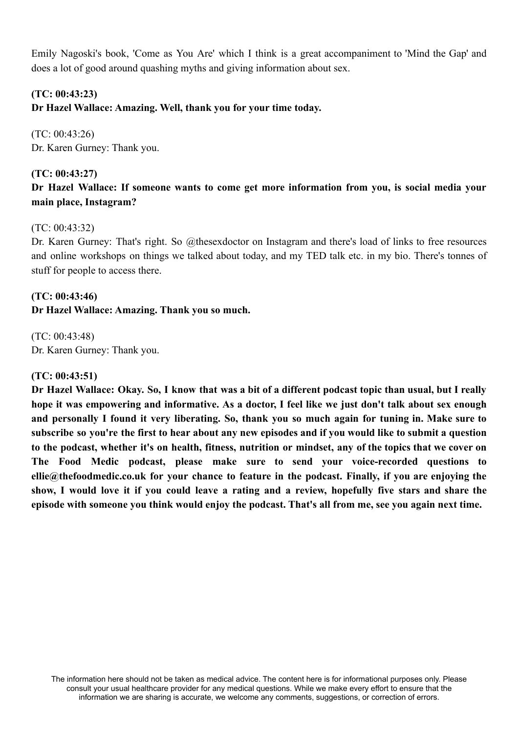Emily Nagoski's book, 'Come as You Are' which I think is a great accompaniment to 'Mind the Gap' and does a lot of good around quashing myths and giving information about sex.

**(TC: 00:43:23)**
**Dr Hazel Wallace: Amazing. Well, thank you for your time today.**

(TC: 00:43:26)
Dr. Karen Gurney: Thank you.

**(TC: 00:43:27)**
**Dr Hazel Wallace: If someone wants to come get more information from you, is social media your main place, Instagram?**

(TC: 00:43:32)
Dr. Karen Gurney: That's right. So @thesexdoctor on Instagram and there's load of links to free resources and online workshops on things we talked about today, and my TED talk etc. in my bio. There's tonnes of stuff for people to access there.

**(TC: 00:43:46)**
**Dr Hazel Wallace: Amazing. Thank you so much.**

(TC: 00:43:48)
Dr. Karen Gurney: Thank you.

**(TC: 00:43:51)**
**Dr Hazel Wallace: Okay. So, I know that was a bit of a different podcast topic than usual, but I really hope it was empowering and informative. As a doctor, I feel like we just don't talk about sex enough and personally I found it very liberating. So, thank you so much again for tuning in. Make sure to subscribe so you're the first to hear about any new episodes and if you would like to submit a question to the podcast, whether it's on health, fitness, nutrition or mindset, any of the topics that we cover on The Food Medic podcast, please make sure to send your voice-recorded questions to ellie@thefoodmedic.co.uk for your chance to feature in the podcast. Finally, if you are enjoying the show, I would love it if you could leave a rating and a review, hopefully five stars and share the episode with someone you think would enjoy the podcast. That's all from me, see you again next time.**

The information here should not be taken as medical advice. The content here is for informational purposes only. Please consult your usual healthcare provider for any medical questions. While we make every effort to ensure that the information we are sharing is accurate, we welcome any comments, suggestions, or correction of errors.